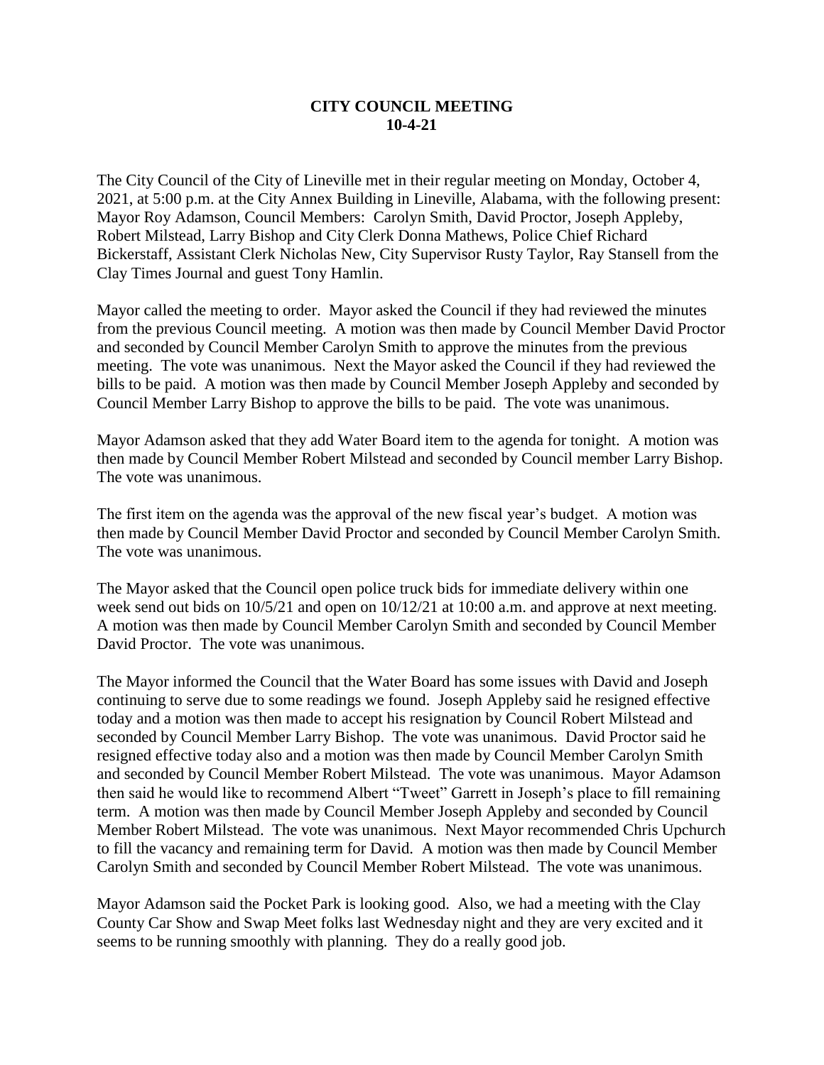# CITY COUNCIL MEETING
## 10-4-21

The City Council of the City of Lineville met in their regular meeting on Monday, October 4, 2021, at 5:00 p.m. at the City Annex Building in Lineville, Alabama, with the following present: Mayor Roy Adamson, Council Members: Carolyn Smith, David Proctor, Joseph Appleby, Robert Milstead, Larry Bishop and City Clerk Donna Mathews, Police Chief Richard Bickerstaff, Assistant Clerk Nicholas New, City Supervisor Rusty Taylor, Ray Stansell from the Clay Times Journal and guest Tony Hamlin.

Mayor called the meeting to order. Mayor asked the Council if they had reviewed the minutes from the previous Council meeting. A motion was then made by Council Member David Proctor and seconded by Council Member Carolyn Smith to approve the minutes from the previous meeting. The vote was unanimous. Next the Mayor asked the Council if they had reviewed the bills to be paid. A motion was then made by Council Member Joseph Appleby and seconded by Council Member Larry Bishop to approve the bills to be paid. The vote was unanimous.

Mayor Adamson asked that they add Water Board item to the agenda for tonight. A motion was then made by Council Member Robert Milstead and seconded by Council member Larry Bishop. The vote was unanimous.

The first item on the agenda was the approval of the new fiscal year's budget. A motion was then made by Council Member David Proctor and seconded by Council Member Carolyn Smith. The vote was unanimous.

The Mayor asked that the Council open police truck bids for immediate delivery within one week send out bids on 10/5/21 and open on 10/12/21 at 10:00 a.m. and approve at next meeting. A motion was then made by Council Member Carolyn Smith and seconded by Council Member David Proctor. The vote was unanimous.

The Mayor informed the Council that the Water Board has some issues with David and Joseph continuing to serve due to some readings we found. Joseph Appleby said he resigned effective today and a motion was then made to accept his resignation by Council Robert Milstead and seconded by Council Member Larry Bishop. The vote was unanimous. David Proctor said he resigned effective today also and a motion was then made by Council Member Carolyn Smith and seconded by Council Member Robert Milstead. The vote was unanimous. Mayor Adamson then said he would like to recommend Albert "Tweet" Garrett in Joseph's place to fill remaining term. A motion was then made by Council Member Joseph Appleby and seconded by Council Member Robert Milstead. The vote was unanimous. Next Mayor recommended Chris Upchurch to fill the vacancy and remaining term for David. A motion was then made by Council Member Carolyn Smith and seconded by Council Member Robert Milstead. The vote was unanimous.

Mayor Adamson said the Pocket Park is looking good. Also, we had a meeting with the Clay County Car Show and Swap Meet folks last Wednesday night and they are very excited and it seems to be running smoothly with planning. They do a really good job.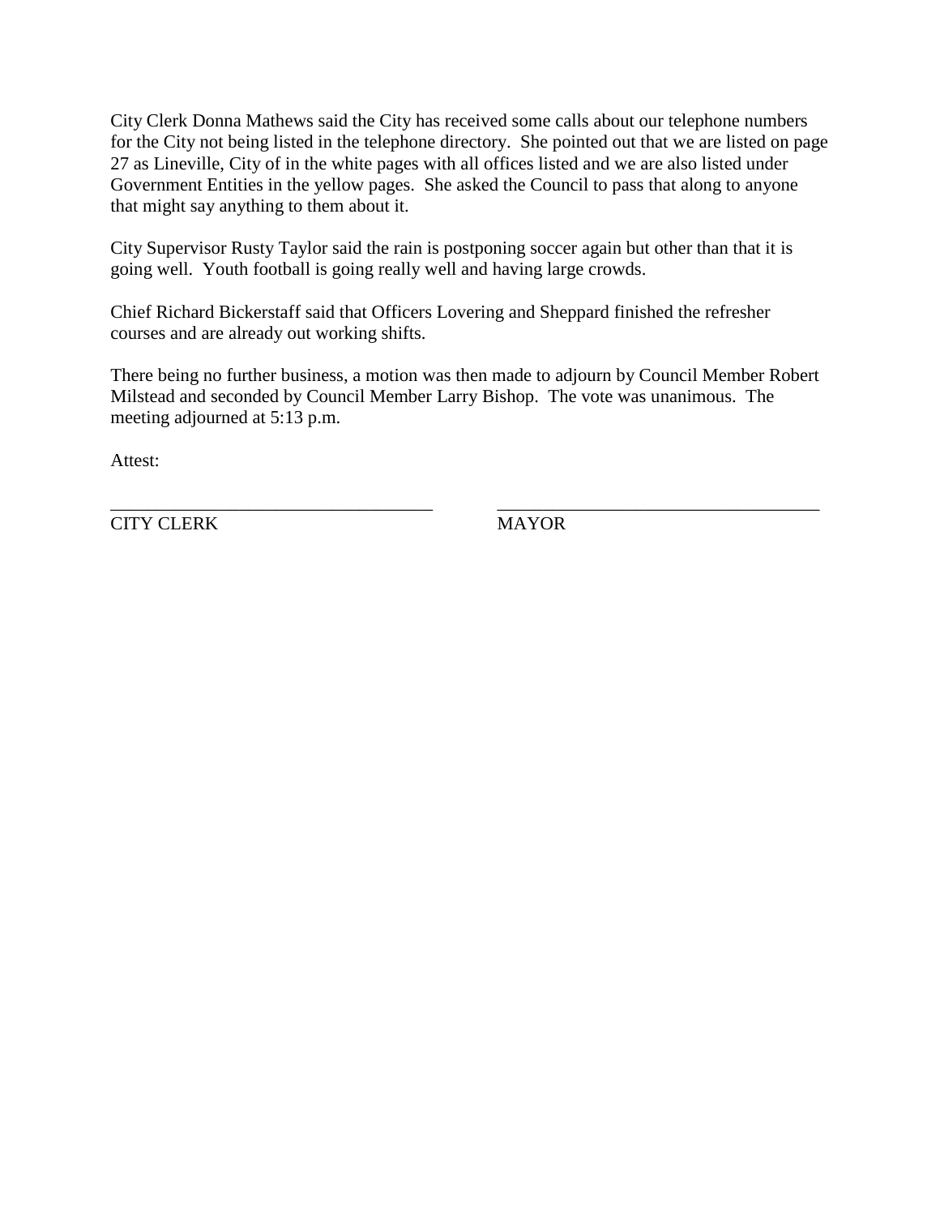City Clerk Donna Mathews said the City has received some calls about our telephone numbers for the City not being listed in the telephone directory. She pointed out that we are listed on page 27 as Lineville, City of in the white pages with all offices listed and we are also listed under Government Entities in the yellow pages. She asked the Council to pass that along to anyone that might say anything to them about it.

City Supervisor Rusty Taylor said the rain is postponing soccer again but other than that it is going well. Youth football is going really well and having large crowds.

Chief Richard Bickerstaff said that Officers Lovering and Sheppard finished the refresher courses and are already out working shifts.

There being no further business, a motion was then made to adjourn by Council Member Robert Milstead and seconded by Council Member Larry Bishop. The vote was unanimous. The meeting adjourned at 5:13 p.m.

Attest:

___________________________________ ___________________________________

CITY CLERK MAYOR